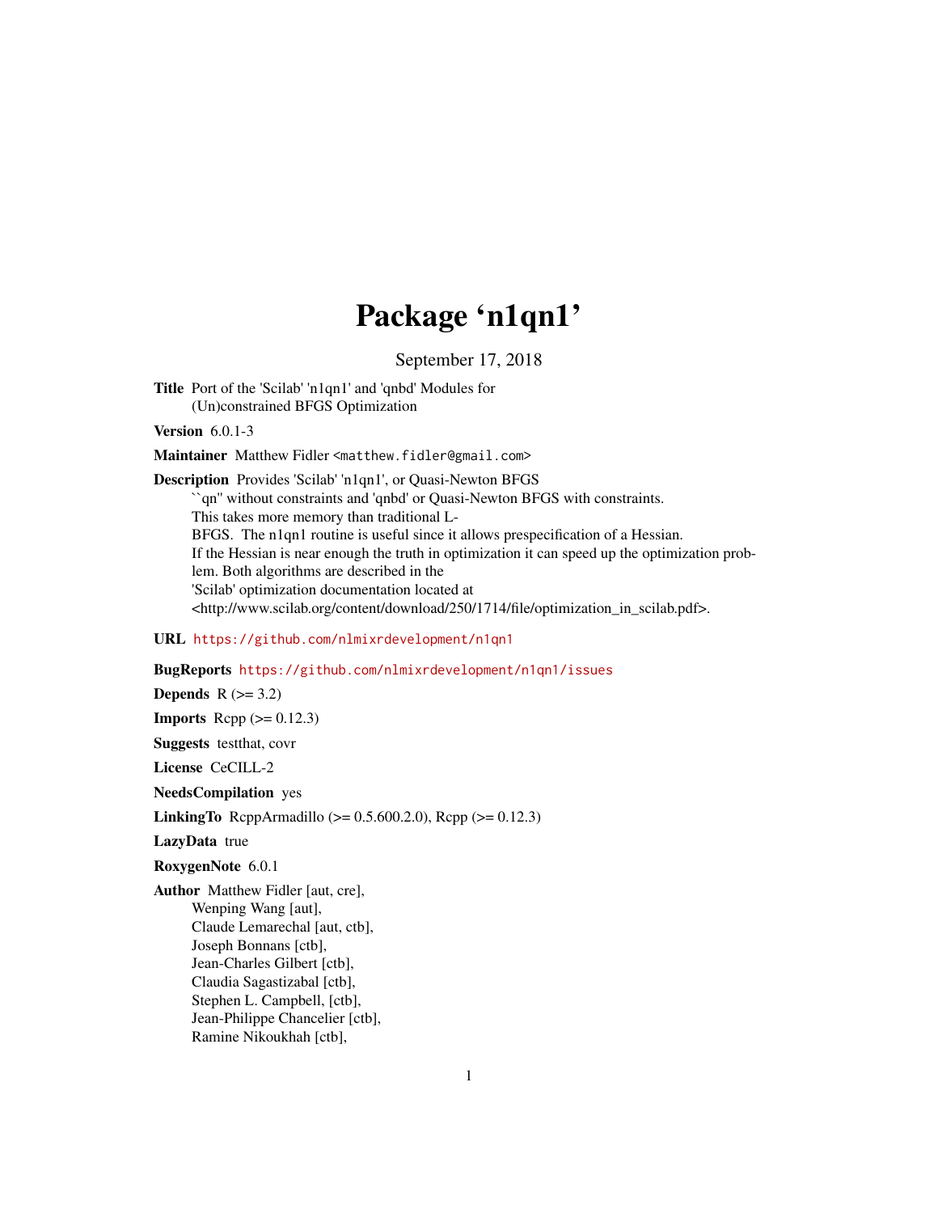# Package 'n1qn1'

September 17, 2018

**Title** Port of the 'Scilab' 'n1qn1' and 'qnbd' Modules for (Un)constrained BFGS Optimization

**Version** 6.0.1-3

**Maintainer** Matthew Fidler <matthew.fidler@gmail.com>

**Description** Provides 'Scilab' 'n1qn1', or Quasi-Newton BFGS ``qn'' without constraints and 'qnbd' or Quasi-Newton BFGS with constraints. This takes more memory than traditional L-BFGS. The n1qn1 routine is useful since it allows prespecification of a Hessian. If the Hessian is near enough the truth in optimization it can speed up the optimization problem. Both algorithms are described in the 'Scilab' optimization documentation located at <http://www.scilab.org/content/download/250/1714/file/optimization_in_scilab.pdf>.

**URL** https://github.com/nlmixrdevelopment/n1qn1

**BugReports** https://github.com/nlmixrdevelopment/n1qn1/issues

**Depends** R (>= 3.2)

**Imports** Rcpp (>= 0.12.3)

**Suggests** testthat, covr

**License** CeCILL-2

**NeedsCompilation** yes

**LinkingTo** RcppArmadillo (>= 0.5.600.2.0), Rcpp (>= 0.12.3)

**LazyData** true

**RoxygenNote** 6.0.1

**Author** Matthew Fidler [aut, cre],
Wenping Wang [aut],
Claude Lemarechal [aut, ctb],
Joseph Bonnans [ctb],
Jean-Charles Gilbert [ctb],
Claudia Sagastizabal [ctb],
Stephen L. Campbell, [ctb],
Jean-Philippe Chancelier [ctb],
Ramine Nikoukhah [ctb],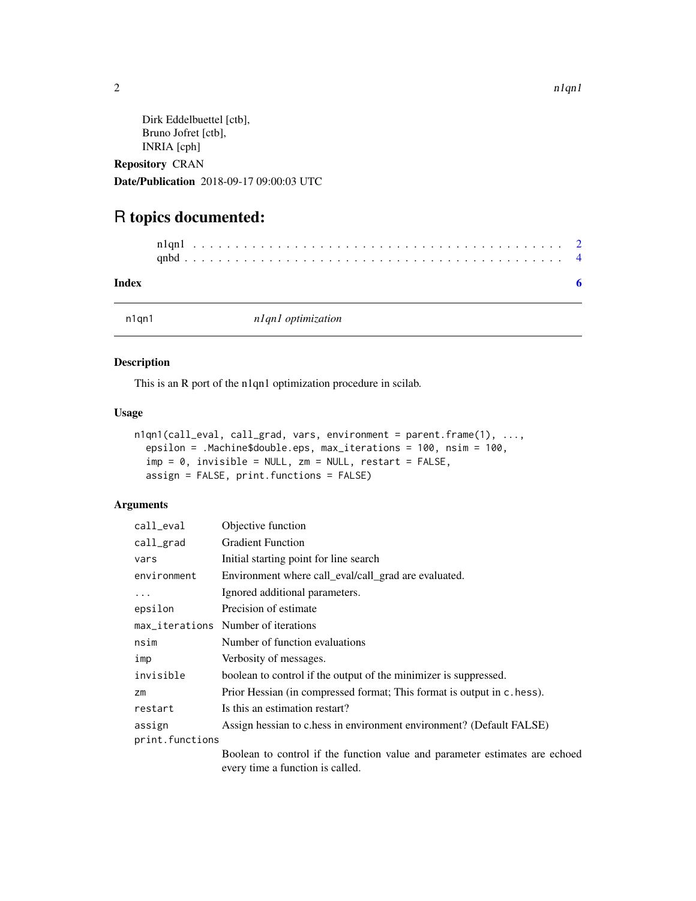Dirk Eddelbuettel [ctb],
Bruno Jofret [ctb],
INRIA [cph]

**Repository** CRAN

**Date/Publication** 2018-09-17 09:00:03 UTC

# R topics documented:

n1qn1 . . . . . . . . . . . . . . . . . . . . . . . . . . . . . . . . . . . . . . . . 2
qnbd . . . . . . . . . . . . . . . . . . . . . . . . . . . . . . . . . . . . . . . . 4

**Index** **6**

---

`n1qn1` *n1qn1 optimization*

---

## Description

This is an R port of the n1qn1 optimization procedure in scilab.

## Usage

```
n1qn1(call_eval, call_grad, vars, environment = parent.frame(1), ...,
  epsilon = .Machine$double.eps, max_iterations = 100, nsim = 100,
  imp = 0, invisible = NULL, zm = NULL, restart = FALSE,
  assign = FALSE, print.functions = FALSE)
```

## Arguments

| | |
|---|---|
| `call_eval` | Objective function |
| `call_grad` | Gradient Function |
| `vars` | Initial starting point for line search |
| `environment` | Environment where call_eval/call_grad are evaluated. |
| `...` | Ignored additional parameters. |
| `epsilon` | Precision of estimate |
| `max_iterations` | Number of iterations |
| `nsim` | Number of function evaluations |
| `imp` | Verbosity of messages. |
| `invisible` | boolean to control if the output of the minimizer is suppressed. |
| `zm` | Prior Hessian (in compressed format; This format is output in `c.hess`). |
| `restart` | Is this an estimation restart? |
| `assign` | Assign hessian to c.hess in environment environment? (Default FALSE) |
| `print.functions` | Boolean to control if the function value and parameter estimates are echoed every time a function is called. |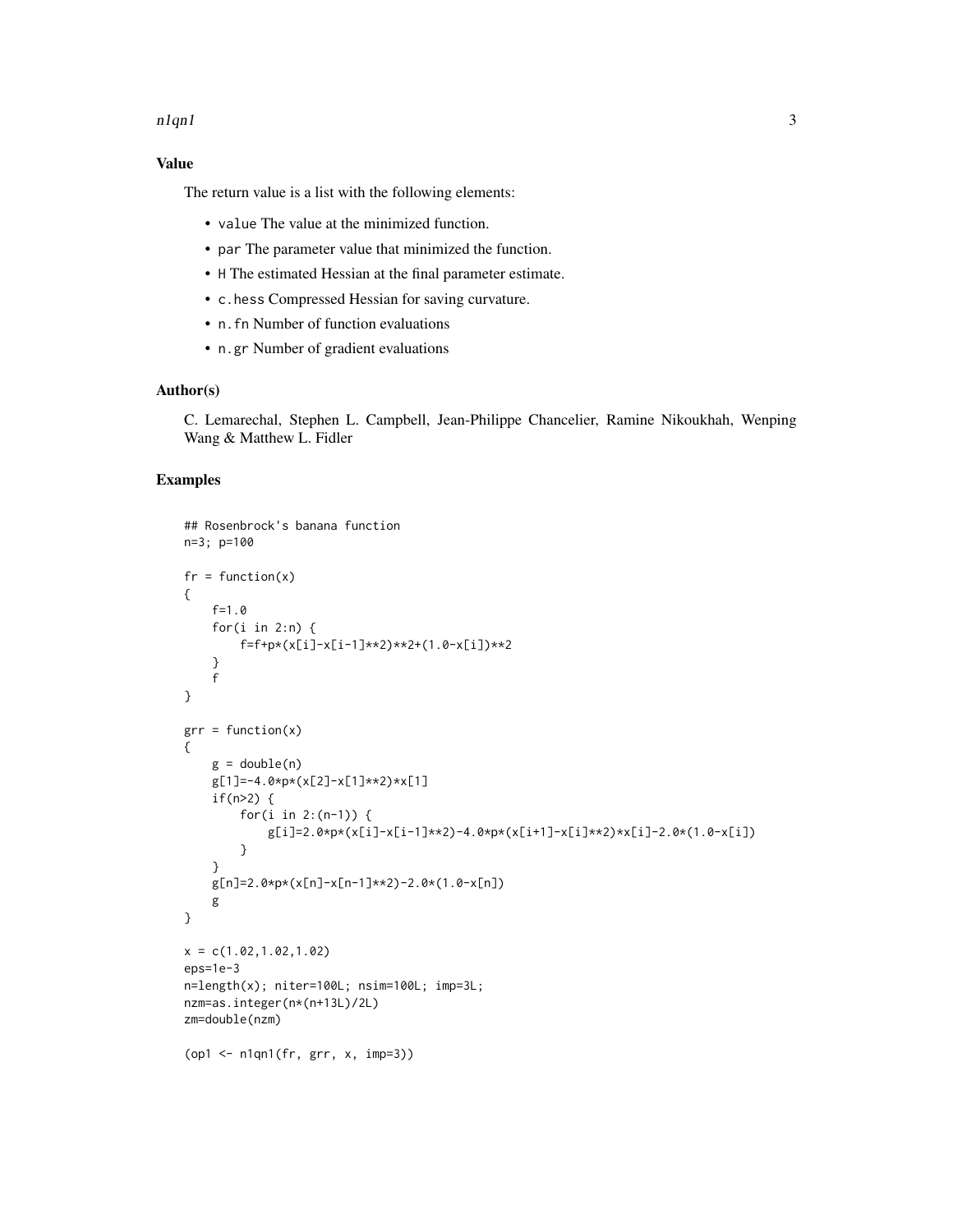## Value

The return value is a list with the following elements:

- `value` The value at the minimized function.
- `par` The parameter value that minimized the function.
- `H` The estimated Hessian at the final parameter estimate.
- `c.hess` Compressed Hessian for saving curvature.
- `n.fn` Number of function evaluations
- `n.gr` Number of gradient evaluations

## Author(s)

C. Lemarechal, Stephen L. Campbell, Jean-Philippe Chancelier, Ramine Nikoukhah, Wenping Wang & Matthew L. Fidler

## Examples

```
## Rosenbrock's banana function
n=3; p=100

fr = function(x)
{
    f=1.0
    for(i in 2:n) {
        f=f+p*(x[i]-x[i-1]**2)**2+(1.0-x[i])**2
    }
    f
}

grr = function(x)
{
    g = double(n)
    g[1]=-4.0*p*(x[2]-x[1]**2)*x[1]
    if(n>2) {
        for(i in 2:(n-1)) {
            g[i]=2.0*p*(x[i]-x[i-1]**2)-4.0*p*(x[i+1]-x[i]**2)*x[i]-2.0*(1.0-x[i])
        }
    }
    g[n]=2.0*p*(x[n]-x[n-1]**2)-2.0*(1.0-x[n])
    g
}

x = c(1.02,1.02,1.02)
eps=1e-3
n=length(x); niter=100L; nsim=100L; imp=3L;
nzm=as.integer(n*(n+13L)/2L)
zm=double(nzm)

(op1 <- n1qn1(fr, grr, x, imp=3))
```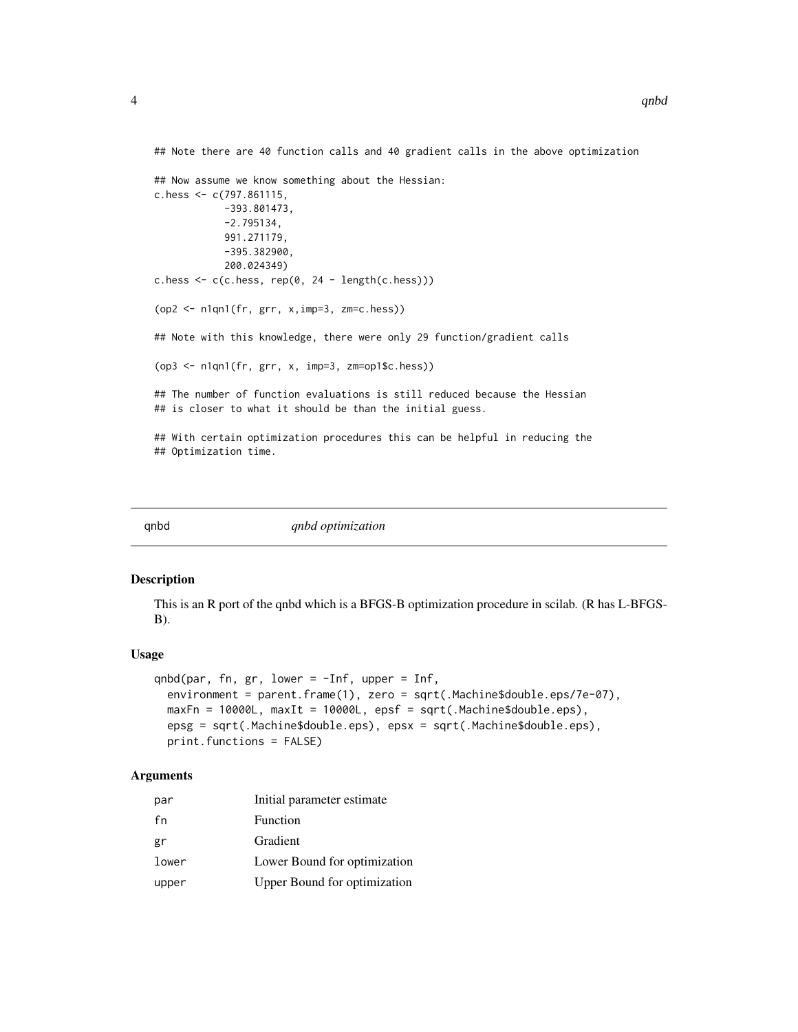```
## Note there are 40 function calls and 40 gradient calls in the above optimization

## Now assume we know something about the Hessian:
c.hess <- c(797.861115,
            -393.801473,
            -2.795134,
            991.271179,
            -395.382900,
            200.024349)
c.hess <- c(c.hess, rep(0, 24 - length(c.hess)))

(op2 <- n1qn1(fr, grr, x,imp=3, zm=c.hess))

## Note with this knowledge, there were only 29 function/gradient calls

(op3 <- n1qn1(fr, grr, x, imp=3, zm=op1$c.hess))

## The number of function evaluations is still reduced because the Hessian
## is closer to what it should be than the initial guess.

## With certain optimization procedures this can be helpful in reducing the
## Optimization time.
```

## qnbd — *qnbd optimization*

### Description

This is an R port of the qnbd which is a BFGS-B optimization procedure in scilab. (R has L-BFGS-B).

### Usage

```
qnbd(par, fn, gr, lower = -Inf, upper = Inf,
  environment = parent.frame(1), zero = sqrt(.Machine$double.eps/7e-07),
  maxFn = 10000L, maxIt = 10000L, epsf = sqrt(.Machine$double.eps),
  epsg = sqrt(.Machine$double.eps), epsx = sqrt(.Machine$double.eps),
  print.functions = FALSE)
```

### Arguments

| | |
|---|---|
| par | Initial parameter estimate |
| fn | Function |
| gr | Gradient |
| lower | Lower Bound for optimization |
| upper | Upper Bound for optimization |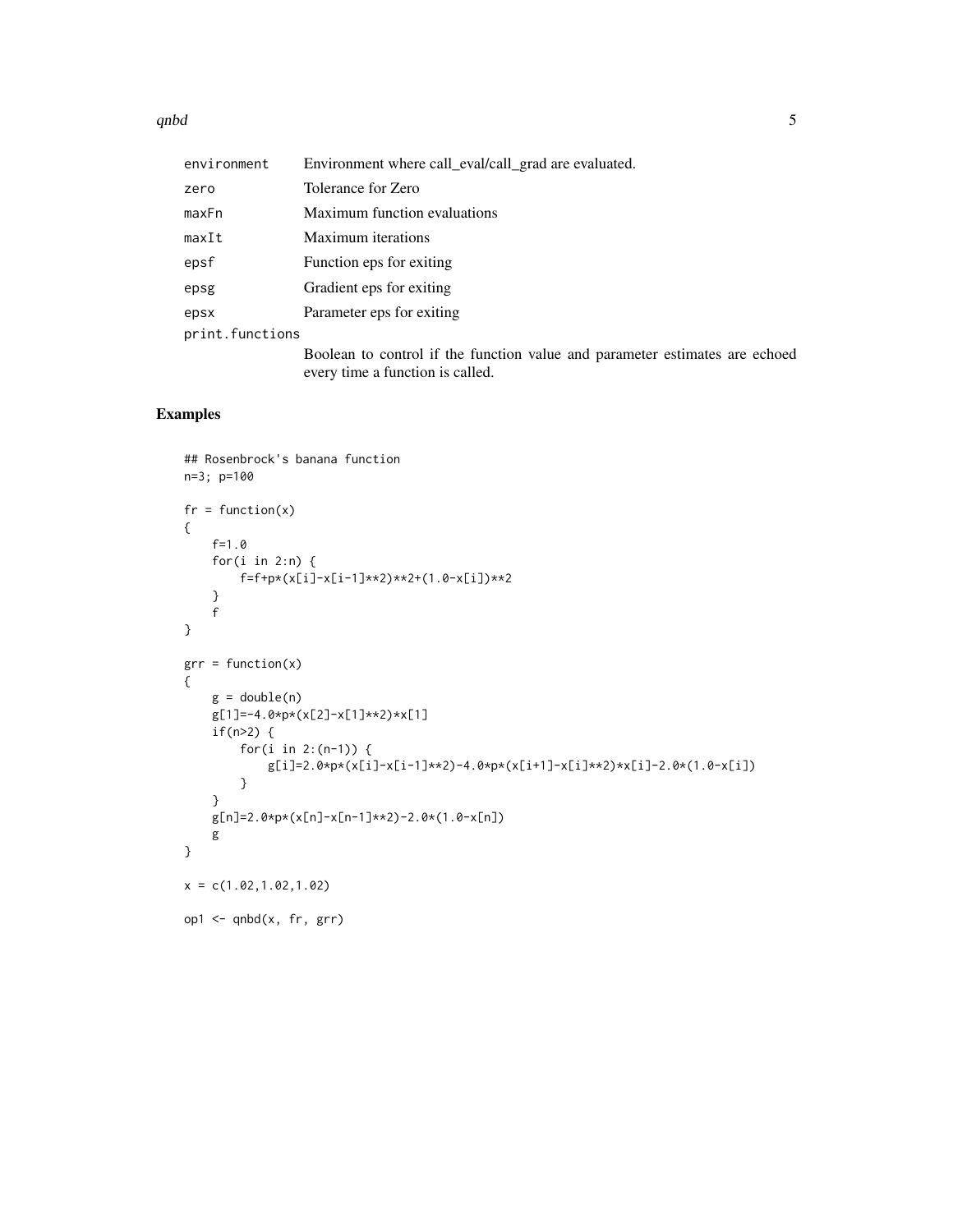| | |
|---|---|
| environment | Environment where call_eval/call_grad are evaluated. |
| zero | Tolerance for Zero |
| maxFn | Maximum function evaluations |
| maxIt | Maximum iterations |
| epsf | Function eps for exiting |
| epsg | Gradient eps for exiting |
| epsx | Parameter eps for exiting |
| print.functions | Boolean to control if the function value and parameter estimates are echoed every time a function is called. |

## Examples

```
## Rosenbrock's banana function
n=3; p=100

fr = function(x)
{
    f=1.0
    for(i in 2:n) {
        f=f+p*(x[i]-x[i-1]**2)**2+(1.0-x[i])**2
    }
    f
}

grr = function(x)
{
    g = double(n)
    g[1]=-4.0*p*(x[2]-x[1]**2)*x[1]
    if(n>2) {
        for(i in 2:(n-1)) {
            g[i]=2.0*p*(x[i]-x[i-1]**2)-4.0*p*(x[i+1]-x[i]**2)*x[i]-2.0*(1.0-x[i])
        }
    }
    g[n]=2.0*p*(x[n]-x[n-1]**2)-2.0*(1.0-x[n])
    g
}

x = c(1.02,1.02,1.02)

op1 <- qnbd(x, fr, grr)
```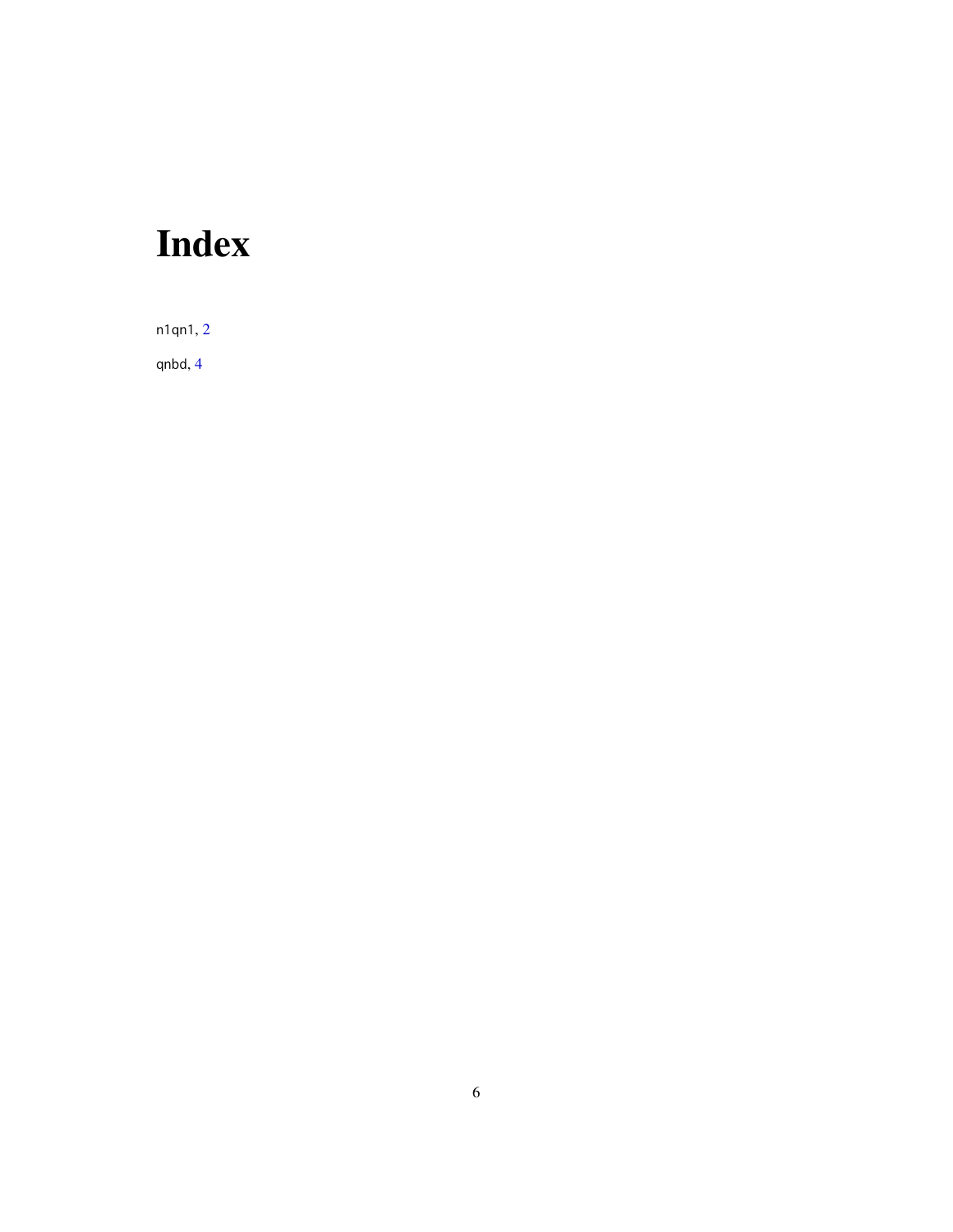# Index

n1qn1, 2

qnbd, 4